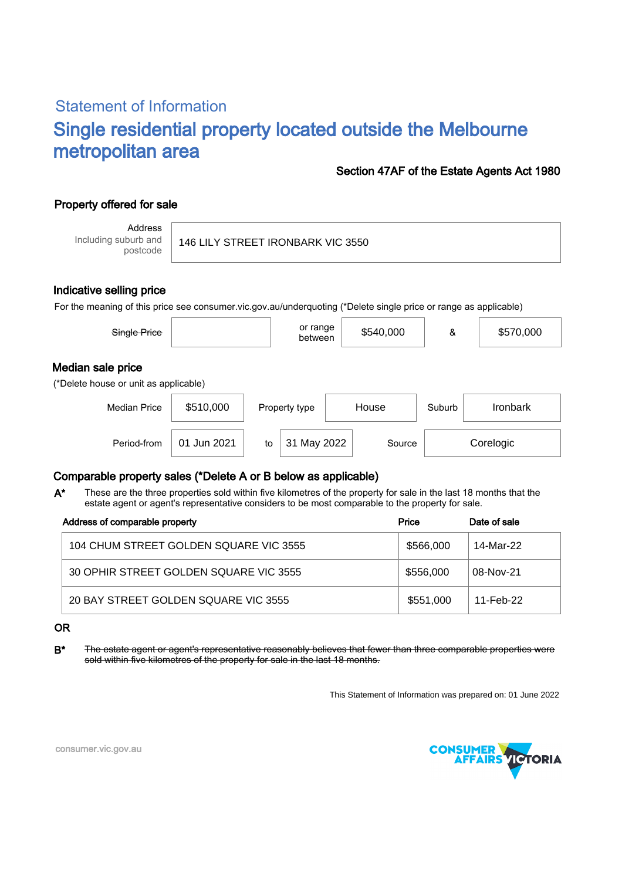## Statement of Information

# Single residential property located outside the Melbourne metropolitan area

**Section 47AF of the Estate Agents Act 1980**

### Property offered for sale

| | |
|---|---|
| Address<br>Including suburb and postcode | 146 LILY STREET IRONBARK VIC 3550 |

### Indicative selling price

For the meaning of this price see consumer.vic.gov.au/underquoting (*Delete single price or range as applicable)

| | | | | | |
|---|---|---|---|---|---|
| ~~Single Price~~ | | or range between | $540,000 | & | $570,000 |

### Median sale price

(*Delete house or unit as applicable)

| | | | | | |
|---|---|---|---|---|---|
| Median Price | $510,000 | Property type | House | Suburb | Ironbark |
| Period-from | 01 Jun 2021 | to | 31 May 2022 | Source | Corelogic |

### Comparable property sales (*Delete A or B below as applicable)

**A*** These are the three properties sold within five kilometres of the property for sale in the last 18 months that the estate agent or agent's representative considers to be most comparable to the property for sale.

| Address of comparable property | Price | Date of sale |
|---|---|---|
| 104 CHUM STREET GOLDEN SQUARE VIC 3555 | $566,000 | 14-Mar-22 |
| 30 OPHIR STREET GOLDEN SQUARE VIC 3555 | $556,000 | 08-Nov-21 |
| 20 BAY STREET GOLDEN SQUARE VIC 3555 | $551,000 | 11-Feb-22 |

**OR**

**B*** ~~The estate agent or agent's representative reasonably believes that fewer than three comparable properties were sold within five kilometres of the property for sale in the last 18 months.~~

This Statement of Information was prepared on: 01 June 2022

consumer.vic.gov.au

CONSUMER AFFAIRS VICTORIA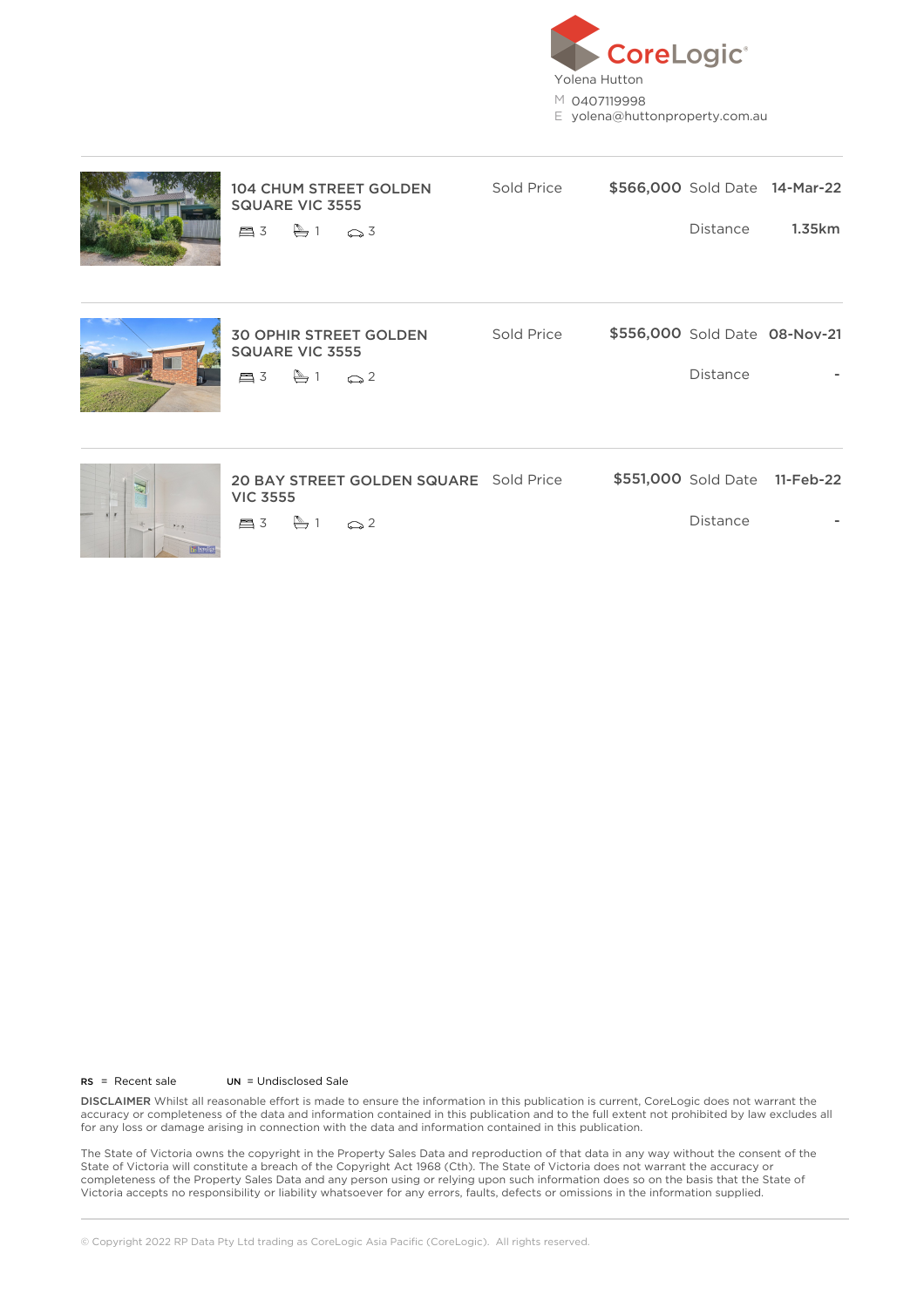CoreLogic®

Yolena Hutton

M 0407119998

E yolena@huttonproperty.com.au

| | | | | |
|---|---|---|---|---|
| **104 CHUM STREET GOLDEN SQUARE VIC 3555** 3 1 3 | Sold Price | **$566,000** | Sold Date | **14-Mar-22** |
| | | | Distance | **1.35km** |
| **30 OPHIR STREET GOLDEN SQUARE VIC 3555** 3 1 2 | Sold Price | **$556,000** | Sold Date | **08-Nov-21** |
| | | | Distance | **-** |
| **20 BAY STREET GOLDEN SQUARE VIC 3555** 3 1 2 | Sold Price | **$551,000** | Sold Date | **11-Feb-22** |
| | | | Distance | **-** |

**RS** = Recent sale **UN** = Undisclosed Sale

**DISCLAIMER** Whilst all reasonable effort is made to ensure the information in this publication is current, CoreLogic does not warrant the accuracy or completeness of the data and information contained in this publication and to the full extent not prohibited by law excludes all for any loss or damage arising in connection with the data and information contained in this publication.

The State of Victoria owns the copyright in the Property Sales Data and reproduction of that data in any way without the consent of the State of Victoria will constitute a breach of the Copyright Act 1968 (Cth). The State of Victoria does not warrant the accuracy or completeness of the Property Sales Data and any person using or relying upon such information does so on the basis that the State of Victoria accepts no responsibility or liability whatsoever for any errors, faults, defects or omissions in the information supplied.

© Copyright 2022 RP Data Pty Ltd trading as CoreLogic Asia Pacific (CoreLogic). All rights reserved.